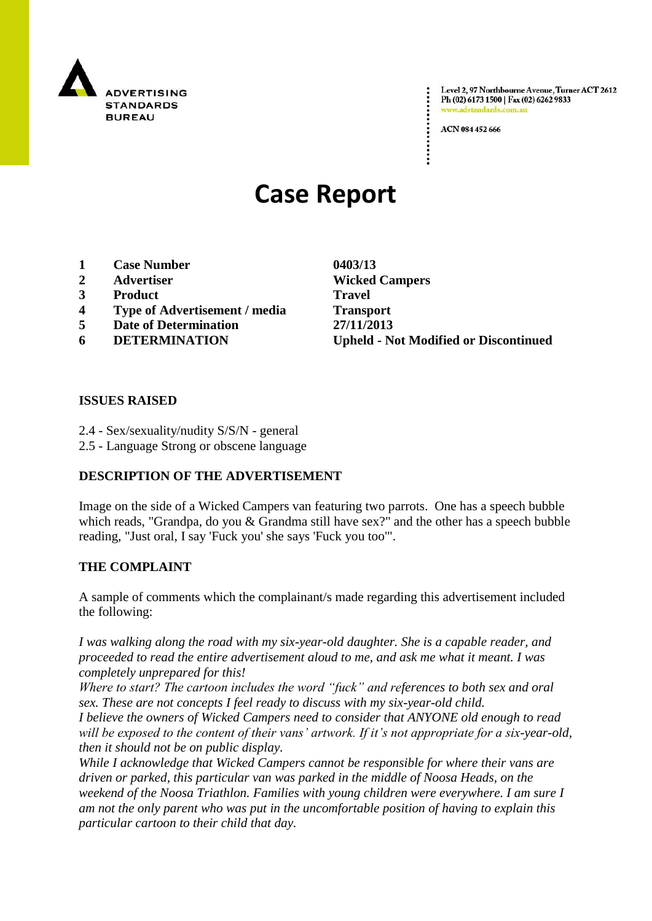ADVERTISING STANDARDS BUREAU

Level 2, 97 Northbourne Avenue, Turner ACT 2612
Ph (02) 6173 1500 | Fax (02) 6262 9833
www.adstandards.com.au

ACN 084 452 666

# Case Report

| | | |
|---|---|---|
| 1 | **Case Number** | **0403/13** |
| 2 | **Advertiser** | **Wicked Campers** |
| 3 | **Product** | **Travel** |
| 4 | **Type of Advertisement / media** | **Transport** |
| 5 | **Date of Determination** | **27/11/2013** |
| 6 | **DETERMINATION** | **Upheld - Not Modified or Discontinued** |

## ISSUES RAISED

2.4 - Sex/sexuality/nudity S/S/N - general
2.5 - Language Strong or obscene language

## DESCRIPTION OF THE ADVERTISEMENT

Image on the side of a Wicked Campers van featuring two parrots. One has a speech bubble which reads, "Grandpa, do you & Grandma still have sex?" and the other has a speech bubble reading, "Just oral, I say 'Fuck you' she says 'Fuck you too'".

## THE COMPLAINT

A sample of comments which the complainant/s made regarding this advertisement included the following:

*I was walking along the road with my six-year-old daughter. She is a capable reader, and proceeded to read the entire advertisement aloud to me, and ask me what it meant. I was completely unprepared for this!*
*Where to start? The cartoon includes the word "fuck" and references to both sex and oral sex. These are not concepts I feel ready to discuss with my six-year-old child.*
*I believe the owners of Wicked Campers need to consider that ANYONE old enough to read will be exposed to the content of their vans' artwork. If it's not appropriate for a six-year-old, then it should not be on public display.*
*While I acknowledge that Wicked Campers cannot be responsible for where their vans are driven or parked, this particular van was parked in the middle of Noosa Heads, on the weekend of the Noosa Triathlon. Families with young children were everywhere. I am sure I am not the only parent who was put in the uncomfortable position of having to explain this particular cartoon to their child that day.*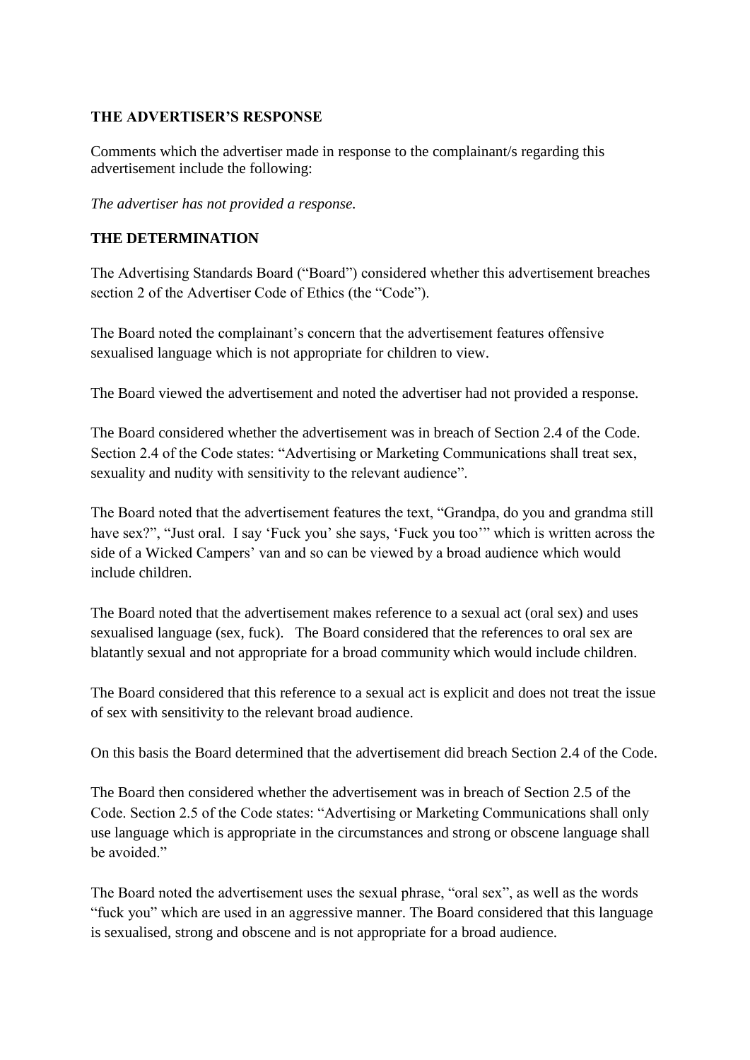**THE ADVERTISER'S RESPONSE**

Comments which the advertiser made in response to the complainant/s regarding this advertisement include the following:

*The advertiser has not provided a response.*

**THE DETERMINATION**

The Advertising Standards Board ("Board") considered whether this advertisement breaches section 2 of the Advertiser Code of Ethics (the "Code").

The Board noted the complainant's concern that the advertisement features offensive sexualised language which is not appropriate for children to view.

The Board viewed the advertisement and noted the advertiser had not provided a response.

The Board considered whether the advertisement was in breach of Section 2.4 of the Code. Section 2.4 of the Code states: "Advertising or Marketing Communications shall treat sex, sexuality and nudity with sensitivity to the relevant audience".

The Board noted that the advertisement features the text, "Grandpa, do you and grandma still have sex?", "Just oral. I say 'Fuck you' she says, 'Fuck you too'" which is written across the side of a Wicked Campers' van and so can be viewed by a broad audience which would include children.

The Board noted that the advertisement makes reference to a sexual act (oral sex) and uses sexualised language (sex, fuck). The Board considered that the references to oral sex are blatantly sexual and not appropriate for a broad community which would include children.

The Board considered that this reference to a sexual act is explicit and does not treat the issue of sex with sensitivity to the relevant broad audience.

On this basis the Board determined that the advertisement did breach Section 2.4 of the Code.

The Board then considered whether the advertisement was in breach of Section 2.5 of the Code. Section 2.5 of the Code states: "Advertising or Marketing Communications shall only use language which is appropriate in the circumstances and strong or obscene language shall be avoided."

The Board noted the advertisement uses the sexual phrase, "oral sex", as well as the words "fuck you" which are used in an aggressive manner. The Board considered that this language is sexualised, strong and obscene and is not appropriate for a broad audience.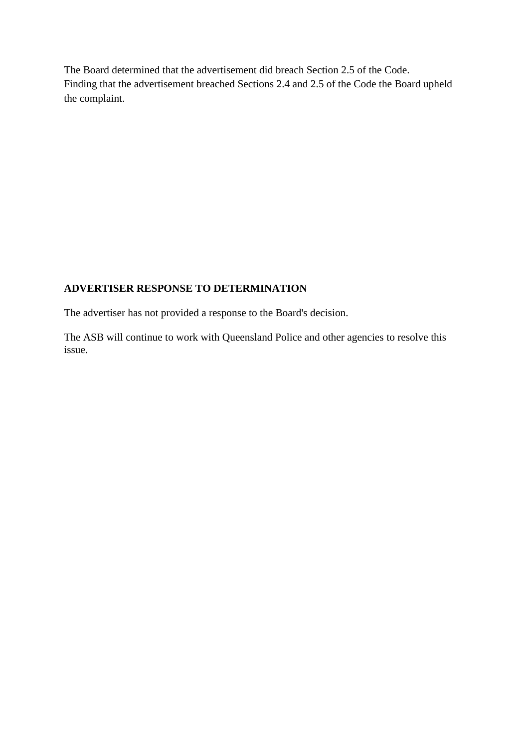The Board determined that the advertisement did breach Section 2.5 of the Code.
Finding that the advertisement breached Sections 2.4 and 2.5 of the Code the Board upheld the complaint.

**ADVERTISER RESPONSE TO DETERMINATION**

The advertiser has not provided a response to the Board's decision.

The ASB will continue to work with Queensland Police and other agencies to resolve this issue.